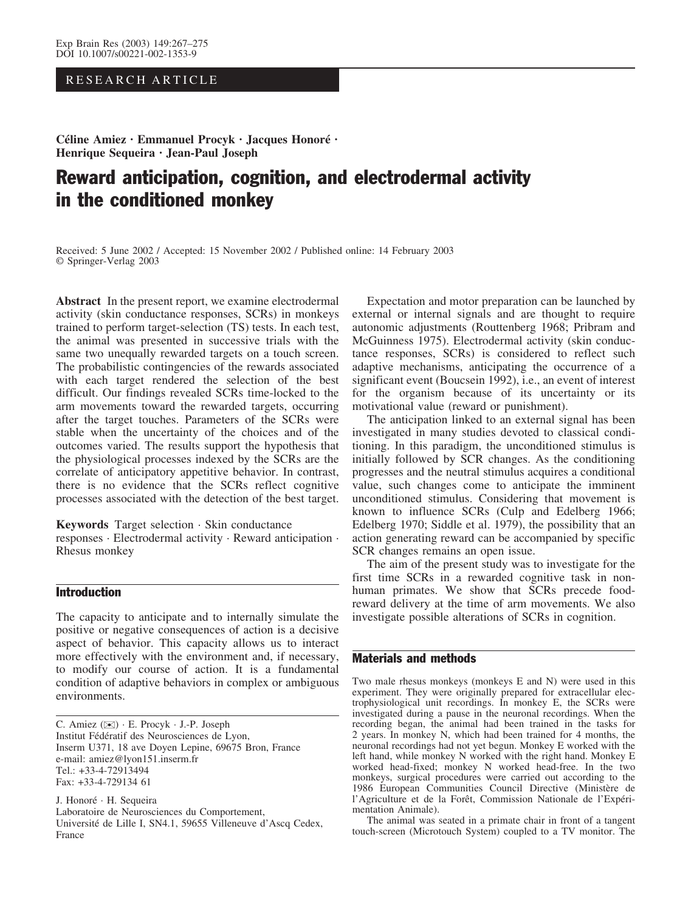RESEARCH ARTICLE

**Céline Amiez · Emmanuel Procyk · Jacques Honoré · Henrique Sequeira · Jean-Paul Joseph**

# Reward anticipation, cognition, and electrodermal activity in the conditioned monkey

Received: 5 June 2002 / Accepted: 15 November 2002 / Published online: 14 February 2003
© Springer-Verlag 2003

**Abstract** In the present report, we examine electrodermal activity (skin conductance responses, SCRs) in monkeys trained to perform target-selection (TS) tests. In each test, the animal was presented in successive trials with the same two unequally rewarded targets on a touch screen. The probabilistic contingencies of the rewards associated with each target rendered the selection of the best difficult. Our findings revealed SCRs time-locked to the arm movements toward the rewarded targets, occurring after the target touches. Parameters of the SCRs were stable when the uncertainty of the choices and of the outcomes varied. The results support the hypothesis that the physiological processes indexed by the SCRs are the correlate of anticipatory appetitive behavior. In contrast, there is no evidence that the SCRs reflect cognitive processes associated with the detection of the best target.

**Keywords** Target selection · Skin conductance responses · Electrodermal activity · Reward anticipation · Rhesus monkey

## Introduction

The capacity to anticipate and to internally simulate the positive or negative consequences of action is a decisive aspect of behavior. This capacity allows us to interact more effectively with the environment and, if necessary, to modify our course of action. It is a fundamental condition of adaptive behaviors in complex or ambiguous environments.

Expectation and motor preparation can be launched by external or internal signals and are thought to require autonomic adjustments (Routtenberg 1968; Pribram and McGuinness 1975). Electrodermal activity (skin conductance responses, SCRs) is considered to reflect such adaptive mechanisms, anticipating the occurrence of a significant event (Boucsein 1992), i.e., an event of interest for the organism because of its uncertainty or its motivational value (reward or punishment).

The anticipation linked to an external signal has been investigated in many studies devoted to classical conditioning. In this paradigm, the unconditioned stimulus is initially followed by SCR changes. As the conditioning progresses and the neutral stimulus acquires a conditional value, such changes come to anticipate the imminent unconditioned stimulus. Considering that movement is known to influence SCRs (Culp and Edelberg 1966; Edelberg 1970; Siddle et al. 1979), the possibility that an action generating reward can be accompanied by specific SCR changes remains an open issue.

The aim of the present study was to investigate for the first time SCRs in a rewarded cognitive task in non-human primates. We show that SCRs precede food-reward delivery at the time of arm movements. We also investigate possible alterations of SCRs in cognition.

## Materials and methods

Two male rhesus monkeys (monkeys E and N) were used in this experiment. They were originally prepared for extracellular electrophysiological unit recordings. In monkey E, the SCRs were investigated during a pause in the neuronal recordings. When the recording began, the animal had been trained in the tasks for 2 years. In monkey N, which had been trained for 4 months, the neuronal recordings had not yet begun. Monkey E worked with the left hand, while monkey N worked with the right hand. Monkey E worked head-fixed; monkey N worked head-free. In the two monkeys, surgical procedures were carried out according to the 1986 European Communities Council Directive (Ministère de l'Agriculture et de la Forêt, Commission Nationale de l'Expérimentation Animale).

The animal was seated in a primate chair in front of a tangent touch-screen (Microtouch System) coupled to a TV monitor. The

C. Amiez (✉) · E. Procyk · J.-P. Joseph
Institut Fédératif des Neurosciences de Lyon,
Inserm U371, 18 ave Doyen Lepine, 69675 Bron, France
e-mail: amiez@lyon151.inserm.fr
Tel.: +33-4-72913494
Fax: +33-4-729134 61

J. Honoré · H. Sequeira
Laboratoire de Neurosciences du Comportement,
Université de Lille I, SN4.1, 59655 Villeneuve d'Ascq Cedex, France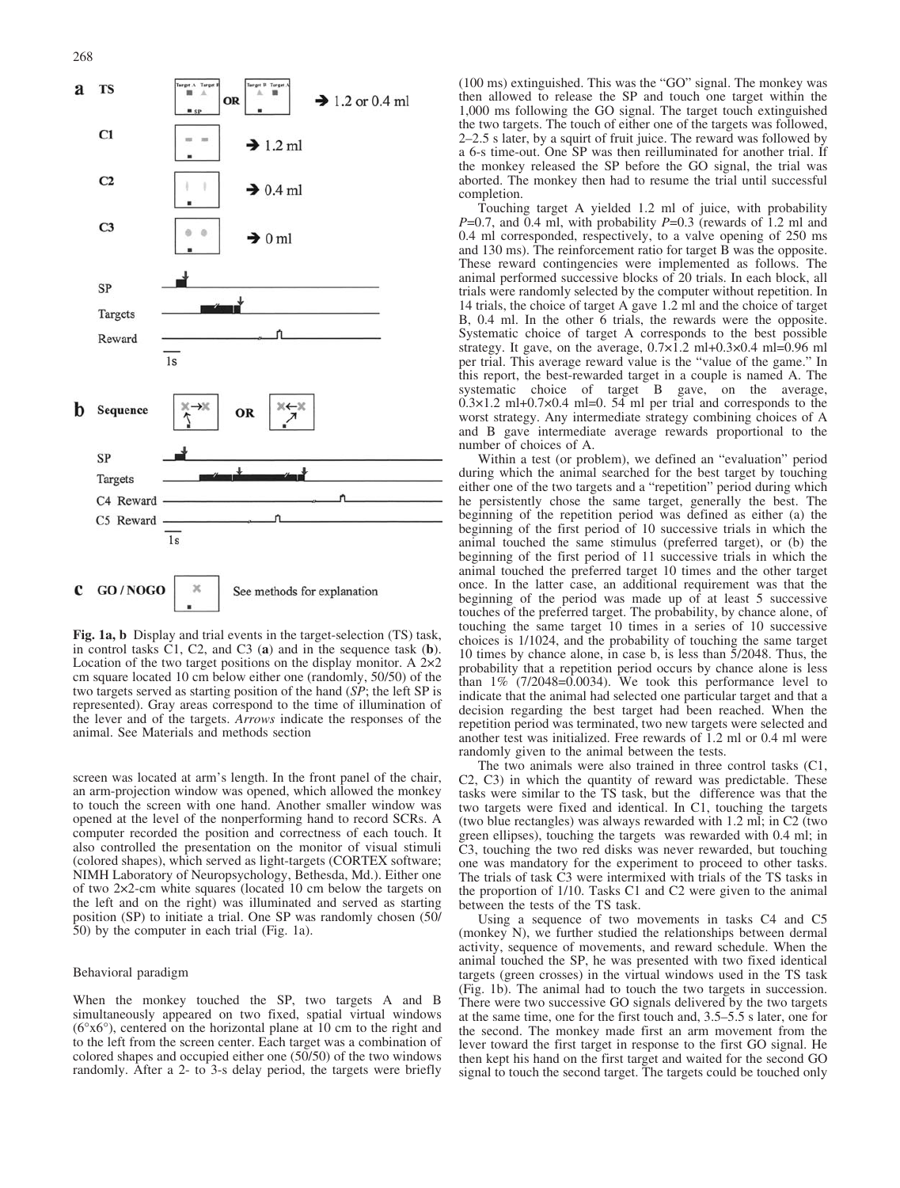**Fig. 1a, b** Display and trial events in the target-selection (TS) task, in control tasks C1, C2, and C3 (**a**) and in the sequence task (**b**). Location of the two target positions on the display monitor. A 2×2 cm square located 10 cm below either one (randomly, 50/50) of the two targets served as starting position of the hand (*SP*; the left SP is represented). Gray areas correspond to the time of illumination of the lever and of the targets. *Arrows* indicate the responses of the animal. See Materials and methods section

screen was located at arm's length. In the front panel of the chair, an arm-projection window was opened, which allowed the monkey to touch the screen with one hand. Another smaller window was opened at the level of the nonperforming hand to record SCRs. A computer recorded the position and correctness of each touch. It also controlled the presentation on the monitor of visual stimuli (colored shapes), which served as light-targets (CORTEX software; NIMH Laboratory of Neuropsychology, Bethesda, Md.). Either one of two 2×2-cm white squares (located 10 cm below the targets on the left and on the right) was illuminated and served as starting position (SP) to initiate a trial. One SP was randomly chosen (50/50) by the computer in each trial (Fig. 1a).

### Behavioral paradigm

When the monkey touched the SP, two targets A and B simultaneously appeared on two fixed, spatial virtual windows (6°x6°), centered on the horizontal plane at 10 cm to the right and to the left from the screen center. Each target was a combination of colored shapes and occupied either one (50/50) of the two windows randomly. After a 2- to 3-s delay period, the targets were briefly (100 ms) extinguished. This was the "GO" signal. The monkey was then allowed to release the SP and touch one target within the 1,000 ms following the GO signal. The target touch extinguished the two targets. The touch of either one of the targets was followed, 2–2.5 s later, by a squirt of fruit juice. The reward was followed by a 6-s time-out. One SP was then reilluminated for another trial. If the monkey released the SP before the GO signal, the trial was aborted. The monkey then had to resume the trial until successful completion.

Touching target A yielded 1.2 ml of juice, with probability $P$=0.7, and 0.4 ml, with probability $P$=0.3 (rewards of 1.2 ml and 0.4 ml corresponded, respectively, to a valve opening of 250 ms and 130 ms). The reinforcement ratio for target B was the opposite. These reward contingencies were implemented as follows. The animal performed successive blocks of 20 trials. In each block, all trials were randomly selected by the computer without repetition. In 14 trials, the choice of target A gave 1.2 ml and the choice of target B, 0.4 ml. In the other 6 trials, the rewards were the opposite. Systematic choice of target A corresponds to the best possible strategy. It gave, on the average, 0.7×1.2 ml+0.3×0.4 ml=0.96 ml per trial. This average reward value is the "value of the game." In this report, the best-rewarded target in a couple is named A. The systematic choice of target B gave, on the average, 0.3×1.2 ml+0.7×0.4 ml=0. 54 ml per trial and corresponds to the worst strategy. Any intermediate strategy combining choices of A and B gave intermediate average rewards proportional to the number of choices of A.

Within a test (or problem), we defined an "evaluation" period during which the animal searched for the best target by touching either one of the two targets and a "repetition" period during which he persistently chose the same target, generally the best. The beginning of the repetition period was defined as either (a) the beginning of the first period of 10 successive trials in which the animal touched the same stimulus (preferred target), or (b) the beginning of the first period of 11 successive trials in which the animal touched the preferred target 10 times and the other target once. In the latter case, an additional requirement was that the beginning of the period was made up of at least 5 successive touches of the preferred target. The probability, by chance alone, of touching the same target 10 times in a series of 10 successive choices is 1/1024, and the probability of touching the same target 10 times by chance alone, in case b, is less than 5/2048. Thus, the probability that a repetition period occurs by chance alone is less than 1% (7/2048=0.0034). We took this performance level to indicate that the animal had selected one particular target and that a decision regarding the best target had been reached. When the repetition period was terminated, two new targets were selected and another test was initialized. Free rewards of 1.2 ml or 0.4 ml were randomly given to the animal between the tests.

The two animals were also trained in three control tasks (C1, C2, C3) in which the quantity of reward was predictable. These tasks were similar to the TS task, but the difference was that the two targets were fixed and identical. In C1, touching the targets (two blue rectangles) was always rewarded with 1.2 ml; in C2 (two green ellipses), touching the targets was rewarded with 0.4 ml; in C3, touching the two red disks was never rewarded, but touching one was mandatory for the experiment to proceed to other tasks. The trials of task C3 were intermixed with trials of the TS tasks in the proportion of 1/10. Tasks C1 and C2 were given to the animal between the tests of the TS task.

Using a sequence of two movements in tasks C4 and C5 (monkey N), we further studied the relationships between dermal activity, sequence of movements, and reward schedule. When the animal touched the SP, he was presented with two fixed identical targets (green crosses) in the virtual windows used in the TS task (Fig. 1b). The animal had to touch the two targets in succession. There were two successive GO signals delivered by the two targets at the same time, one for the first touch and, 3.5–5.5 s later, one for the second. The monkey made first an arm movement from the lever toward the first target in response to the first GO signal. He then kept his hand on the first target and waited for the second GO signal to touch the second target. The targets could be touched only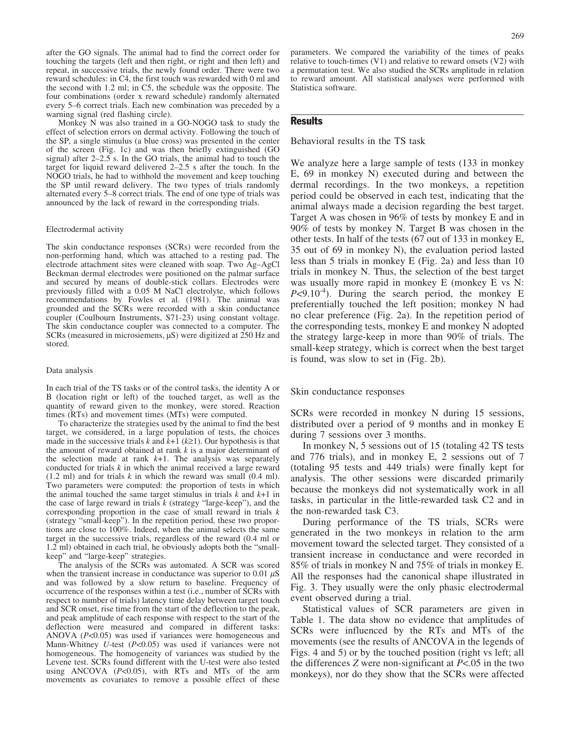after the GO signals. The animal had to find the correct order for touching the targets (left and then right, or right and then left) and repeat, in successive trials, the newly found order. There were two reward schedules: in C4, the first touch was rewarded with 0 ml and the second with 1.2 ml; in C5, the schedule was the opposite. The four combinations (order x reward schedule) randomly alternated every 5–6 correct trials. Each new combination was preceded by a warning signal (red flashing circle).

Monkey N was also trained in a GO-NOGO task to study the effect of selection errors on dermal activity. Following the touch of the SP, a single stimulus (a blue cross) was presented in the center of the screen (Fig. 1c) and was then briefly extinguished (GO signal) after 2–2.5 s. In the GO trials, the animal had to touch the target for liquid reward delivered 2–2.5 s after the touch. In the NOGO trials, he had to withhold the movement and keep touching the SP until reward delivery. The two types of trials randomly alternated every 5–8 correct trials. The end of one type of trials was announced by the lack of reward in the corresponding trials.

### Electrodermal activity

The skin conductance responses (SCRs) were recorded from the non-performing hand, which was attached to a resting pad. The electrode attachment sites were cleaned with soap. Two Ag–AgCl Beckman dermal electrodes were positioned on the palmar surface and secured by means of double-stick collars. Electrodes were previously filled with a 0.05 M NaCl electrolyte, which follows recommendations by Fowles et al. (1981). The animal was grounded and the SCRs were recorded with a skin conductance coupler (Coulbourn Instruments, S71-23) using constant voltage. The skin conductance coupler was connected to a computer. The SCRs (measured in microsiemens, µS) were digitized at 250 Hz and stored.

### Data analysis

In each trial of the TS tasks or of the control tasks, the identity A or B (location right or left) of the touched target, as well as the quantity of reward given to the monkey, were stored. Reaction times (RTs) and movement times (MTs) were computed.

To characterize the strategies used by the animal to find the best target, we considered, in a large population of tests, the choices made in the successive trials $k$ and $k$+1 ($k$≥1). Our hypothesis is that the amount of reward obtained at rank $k$ is a major determinant of the selection made at rank $k$+1. The analysis was separately conducted for trials $k$ in which the animal received a large reward (1.2 ml) and for trials $k$ in which the reward was small (0.4 ml). Two parameters were computed: the proportion of tests in which the animal touched the same target stimulus in trials $k$ and $k$+1 in the case of large reward in trials $k$ (strategy "large-keep"), and the corresponding proportion in the case of small reward in trials $k$ (strategy "small-keep"). In the repetition period, these two proportions are close to 100%. Indeed, when the animal selects the same target in the successive trials, regardless of the reward (0.4 ml or 1.2 ml) obtained in each trial, he obviously adopts both the "small-keep" and "large-keep" strategies.

The analysis of the SCRs was automated. A SCR was scored when the transient increase in conductance was superior to 0.01 µS and was followed by a slow return to baseline. Frequency of occurrence of the responses within a test (i.e., number of SCRs with respect to number of trials) latency time delay between target touch and SCR onset, rise time from the start of the deflection to the peak, and peak amplitude of each response with respect to the start of the deflection were measured and compared in different tasks: ANOVA ($P$<0.05) was used if variances were homogeneous and Mann-Whitney $U$-test ($P$<0.05) was used if variances were not homogeneous. The homogeneity of variances was studied by the Levene test. SCRs found different with the U-test were also tested using ANCOVA ($P$<0.05), with RTs and MTs of the arm movements as covariates to remove a possible effect of these parameters. We compared the variability of the times of peaks relative to touch-times (V1) and relative to reward onsets (V2) with a permutation test. We also studied the SCRs amplitude in relation to reward amount. All statistical analyses were performed with Statistica software.

## Results

### Behavioral results in the TS task

We analyze here a large sample of tests (133 in monkey E, 69 in monkey N) executed during and between the dermal recordings. In the two monkeys, a repetition period could be observed in each test, indicating that the animal always made a decision regarding the best target. Target A was chosen in 96% of tests by monkey E and in 90% of tests by monkey N. Target B was chosen in the other tests. In half of the tests (67 out of 133 in monkey E, 35 out of 69 in monkey N), the evaluation period lasted less than 5 trials in monkey E (Fig. 2a) and less than 10 trials in monkey N. Thus, the selection of the best target was usually more rapid in monkey E (monkey E vs N: $P$<9.10$^{-4}$). During the search period, the monkey E preferentially touched the left position; monkey N had no clear preference (Fig. 2a). In the repetition period of the corresponding tests, monkey E and monkey N adopted the strategy large-keep in more than 90% of trials. The small-keep strategy, which is correct when the best target is found, was slow to set in (Fig. 2b).

### Skin conductance responses

SCRs were recorded in monkey N during 15 sessions, distributed over a period of 9 months and in monkey E during 7 sessions over 3 months.

In monkey N, 5 sessions out of 15 (totaling 42 TS tests and 776 trials), and in monkey E, 2 sessions out of 7 (totaling 95 tests and 449 trials) were finally kept for analysis. The other sessions were discarded primarily because the monkeys did not systematically work in all tasks, in particular in the little-rewarded task C2 and in the non-rewarded task C3.

During performance of the TS trials, SCRs were generated in the two monkeys in relation to the arm movement toward the selected target. They consisted of a transient increase in conductance and were recorded in 85% of trials in monkey N and 75% of trials in monkey E. All the responses had the canonical shape illustrated in Fig. 3. They usually were the only phasic electrodermal event observed during a trial.

Statistical values of SCR parameters are given in Table 1. The data show no evidence that amplitudes of SCRs were influenced by the RTs and MTs of the movements (see the results of ANCOVA in the legends of Figs. 4 and 5) or by the touched position (right vs left; all the differences $Z$ were non-significant at $P$<.05 in the two monkeys), nor do they show that the SCRs were affected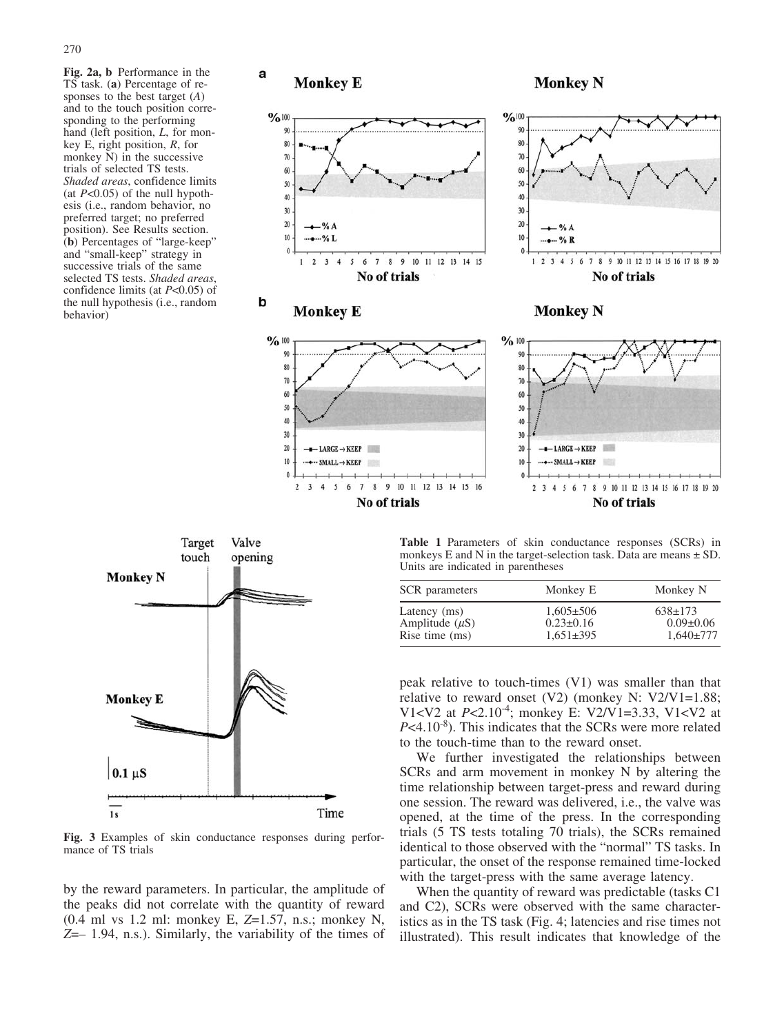**Fig. 2a, b** Performance in the TS task. (**a**) Percentage of responses to the best target (*A*) and to the touch position corresponding to the performing hand (left position, *L*, for monkey E, right position, *R*, for monkey N) in the successive trials of selected TS tests. *Shaded areas*, confidence limits (at $P<0.05$) of the null hypothesis (i.e., random behavior, no preferred target; no preferred position). See Results section. (**b**) Percentages of "large-keep" and "small-keep" strategy in successive trials of the same selected TS tests. *Shaded areas*, confidence limits (at $P<0.05$) of the null hypothesis (i.e., random behavior)

**Fig. 3** Examples of skin conductance responses during performance of TS trials

**Table 1** Parameters of skin conductance responses (SCRs) in monkeys E and N in the target-selection task. Data are means ± SD. Units are indicated in parentheses

| SCR parameters | Monkey E | Monkey N |
|---|---|---|
| Latency (ms) | 1,605±506 | 638±173 |
| Amplitude ($\mu$S) | 0.23±0.16 | 0.09±0.06 |
| Rise time (ms) | 1,651±395 | 1,640±777 |

by the reward parameters. In particular, the amplitude of the peaks did not correlate with the quantity of reward (0.4 ml vs 1.2 ml: monkey E, $Z$=1.57, n.s.; monkey N, $Z$=– 1.94, n.s.). Similarly, the variability of the times of peak relative to touch-times (V1) was smaller than that relative to reward onset (V2) (monkey N: V2/V1=1.88; V1<V2 at $P<2.10^{-4}$; monkey E: V2/V1=3.33, V1<V2 at $P<4.10^{-8}$). This indicates that the SCRs were more related to the touch-time than to the reward onset.

We further investigated the relationships between SCRs and arm movement in monkey N by altering the time relationship between target-press and reward during one session. The reward was delivered, i.e., the valve was opened, at the time of the press. In the corresponding trials (5 TS tests totaling 70 trials), the SCRs remained identical to those observed with the "normal" TS tasks. In particular, the onset of the response remained time-locked with the target-press with the same average latency.

When the quantity of reward was predictable (tasks C1 and C2), SCRs were observed with the same characteristics as in the TS task (Fig. 4; latencies and rise times not illustrated). This result indicates that knowledge of the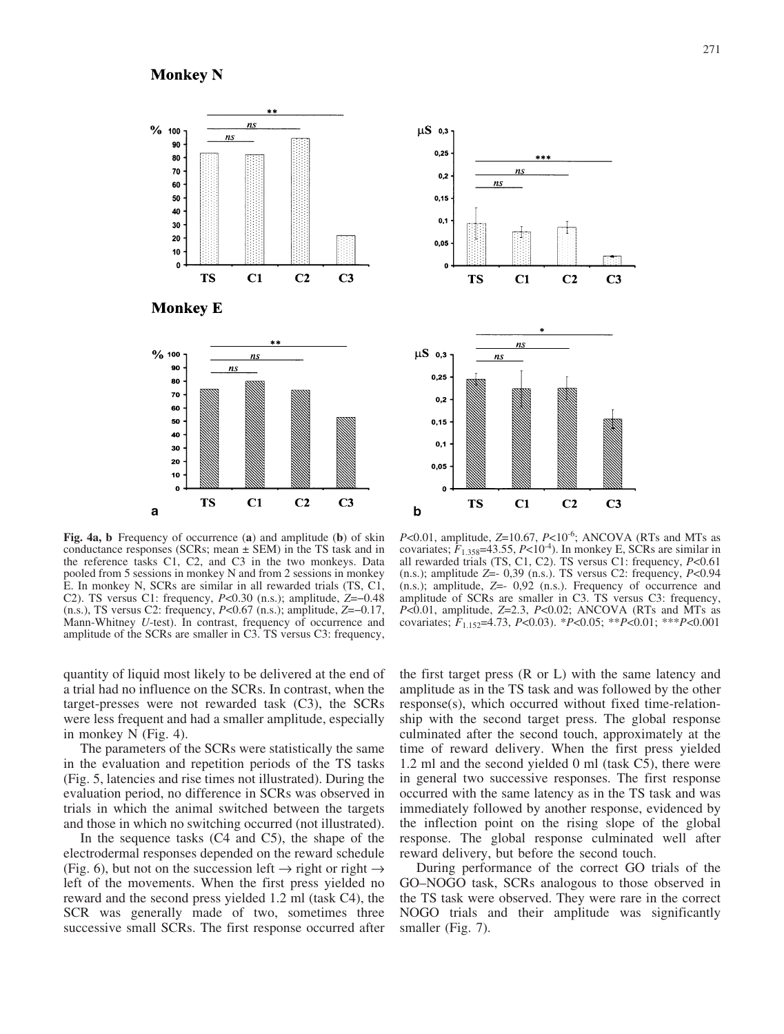**Fig. 4a, b** Frequency of occurrence (**a**) and amplitude (**b**) of skin conductance responses (SCRs; mean ± SEM) in the TS task and in the reference tasks C1, C2, and C3 in the two monkeys. Data pooled from 5 sessions in monkey N and from 2 sessions in monkey E. In monkey N, SCRs are similar in all rewarded trials (TS, C1, C2). TS versus C1: frequency, $P<0.30$ (n.s.); amplitude, $Z=-0.48$ (n.s.), TS versus C2: frequency, $P<0.67$ (n.s.); amplitude, $Z=-0.17$, Mann-Whitney *U*-test). In contrast, frequency of occurrence and amplitude of the SCRs are smaller in C3. TS versus C3: frequency, $P<0.01$, amplitude, $Z=10.67$, $P<10^{-6}$; ANCOVA (RTs and MTs as covariates; $F_{1,358}=43.55$, $P<10^{-4}$). In monkey E, SCRs are similar in all rewarded trials (TS, C1, C2). TS versus C1: frequency, $P<0.61$ (n.s.); amplitude $Z=-0{,}39$ (n.s.). TS versus C2: frequency, $P<0.94$ (n.s.); amplitude, $Z=-0{,}92$ (n.s.). Frequency of occurrence and amplitude of SCRs are smaller in C3. TS versus C3: frequency, $P<0.01$, amplitude, $Z=2.3$, $P<0.02$; ANCOVA (RTs and MTs as covariates; $F_{1,152}=4.73$, $P<0.03$). *$P<0.05$; **$P<0.01$; ***$P<0.001$

quantity of liquid most likely to be delivered at the end of a trial had no influence on the SCRs. In contrast, when the target-presses were not rewarded task (C3), the SCRs were less frequent and had a smaller amplitude, especially in monkey N (Fig. 4).

The parameters of the SCRs were statistically the same in the evaluation and repetition periods of the TS tasks (Fig. 5, latencies and rise times not illustrated). During the evaluation period, no difference in SCRs was observed in trials in which the animal switched between the targets and those in which no switching occurred (not illustrated).

In the sequence tasks (C4 and C5), the shape of the electrodermal responses depended on the reward schedule (Fig. 6), but not on the succession left → right or right → left of the movements. When the first press yielded no reward and the second press yielded 1.2 ml (task C4), the SCR was generally made of two, sometimes three successive small SCRs. The first response occurred after the first target press (R or L) with the same latency and amplitude as in the TS task and was followed by the other response(s), which occurred without fixed time-relationship with the second target press. The global response culminated after the second touch, approximately at the time of reward delivery. When the first press yielded 1.2 ml and the second yielded 0 ml (task C5), there were in general two successive responses. The first response occurred with the same latency as in the TS task and was immediately followed by another response, evidenced by the inflection point on the rising slope of the global response. The global response culminated well after reward delivery, but before the second touch.

During performance of the correct GO trials of the GO–NOGO task, SCRs analogous to those observed in the TS task were observed. They were rare in the correct NOGO trials and their amplitude was significantly smaller (Fig. 7).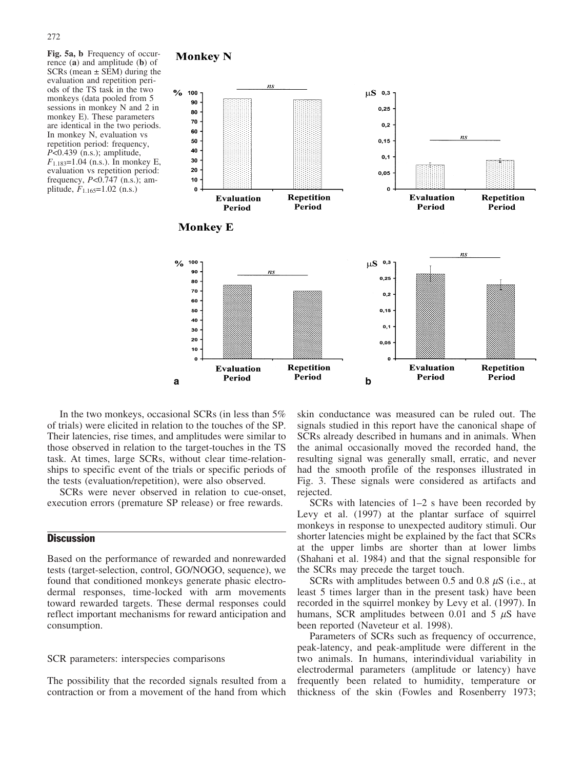**Fig. 5a, b** Frequency of occurrence (**a**) and amplitude (**b**) of SCRs (mean ± SEM) during the evaluation and repetition periods of the TS task in the two monkeys (data pooled from 5 sessions in monkey N and 2 in monkey E). These parameters are identical in the two periods. In monkey N, evaluation vs repetition period: frequency, $P<0.439$ (n.s.); amplitude, $F_{1.183}=1.04$ (n.s.). In monkey E, evaluation vs repetition period: frequency, $P<0.747$ (n.s.); amplitude, $F_{1.165}=1.02$ (n.s.)

In the two monkeys, occasional SCRs (in less than 5% of trials) were elicited in relation to the touches of the SP. Their latencies, rise times, and amplitudes were similar to those observed in relation to the target-touches in the TS task. At times, large SCRs, without clear time-relationships to specific event of the trials or specific periods of the tests (evaluation/repetition), were also observed.

SCRs were never observed in relation to cue-onset, execution errors (premature SP release) or free rewards.

## Discussion

Based on the performance of rewarded and nonrewarded tests (target-selection, control, GO/NOGO, sequence), we found that conditioned monkeys generate phasic electrodermal responses, time-locked with arm movements toward rewarded targets. These dermal responses could reflect important mechanisms for reward anticipation and consumption.

### SCR parameters: interspecies comparisons

The possibility that the recorded signals resulted from a contraction or from a movement of the hand from which skin conductance was measured can be ruled out. The signals studied in this report have the canonical shape of SCRs already described in humans and in animals. When the animal occasionally moved the recorded hand, the resulting signal was generally small, erratic, and never had the smooth profile of the responses illustrated in Fig. 3. These signals were considered as artifacts and rejected.

SCRs with latencies of 1–2 s have been recorded by Levy et al. (1997) at the plantar surface of squirrel monkeys in response to unexpected auditory stimuli. Our shorter latencies might be explained by the fact that SCRs at the upper limbs are shorter than at lower limbs (Shahani et al. 1984) and that the signal responsible for the SCRs may precede the target touch.

SCRs with amplitudes between 0.5 and 0.8 $\mu$S (i.e., at least 5 times larger than in the present task) have been recorded in the squirrel monkey by Levy et al. (1997). In humans, SCR amplitudes between 0.01 and 5 $\mu$S have been reported (Naveteur et al. 1998).

Parameters of SCRs such as frequency of occurrence, peak-latency, and peak-amplitude were different in the two animals. In humans, interindividual variability in electrodermal parameters (amplitude or latency) have frequently been related to humidity, temperature or thickness of the skin (Fowles and Rosenberry 1973;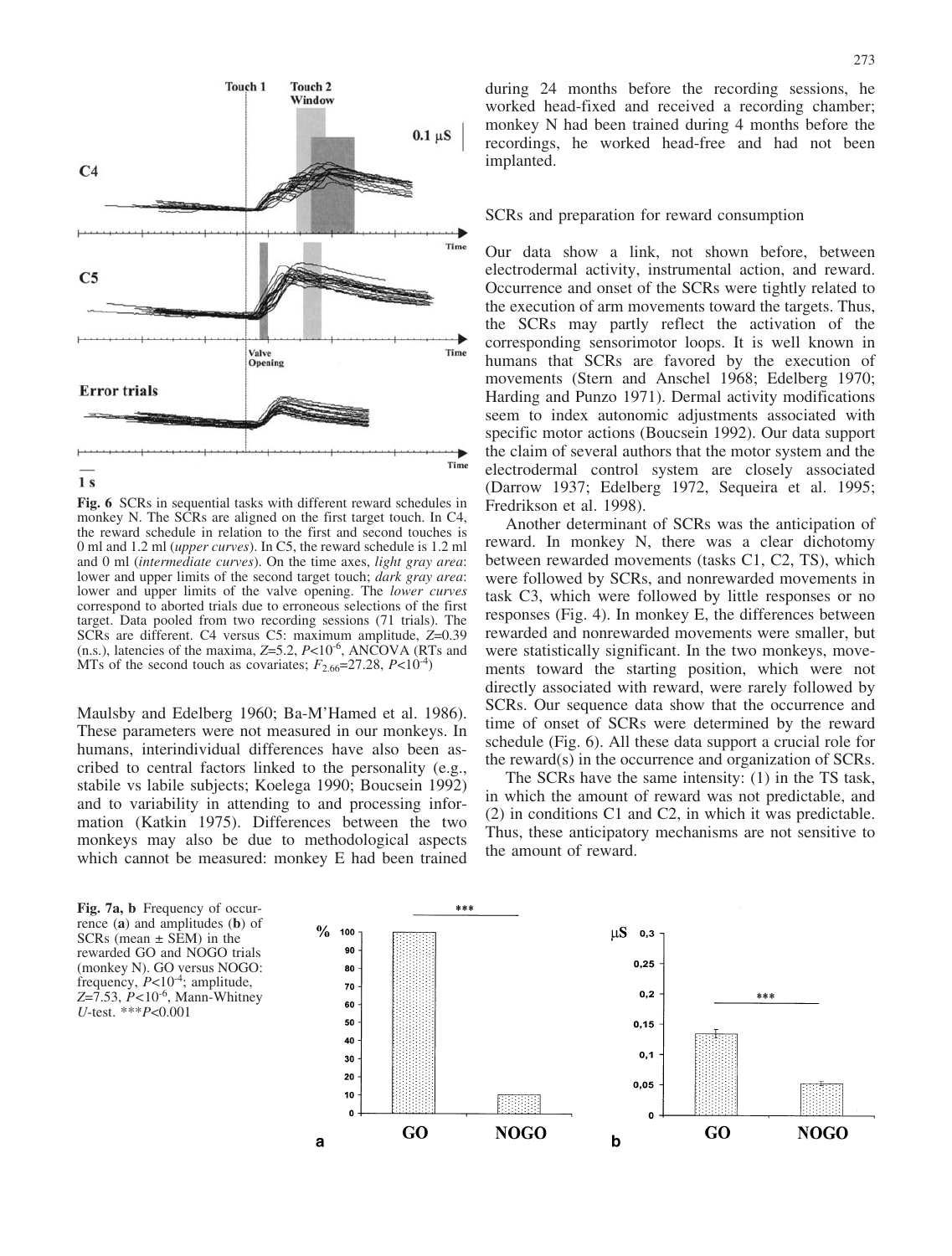Fig. 6 SCRs in sequential tasks with different reward schedules in monkey N. The SCRs are aligned on the first target touch. In C4, the reward schedule in relation to the first and second touches is 0 ml and 1.2 ml (*upper curves*). In C5, the reward schedule is 1.2 ml and 0 ml (*intermediate curves*). On the time axes, *light gray area*: lower and upper limits of the second target touch; *dark gray area*: lower and upper limits of the valve opening. The *lower curves* correspond to aborted trials due to erroneous selections of the first target. Data pooled from two recording sessions (71 trials). The SCRs are different. C4 versus C5: maximum amplitude, $Z$=0.39 (n.s.), latencies of the maxima, $Z$=5.2, $P<10^{-6}$, ANCOVA (RTs and MTs of the second touch as covariates; $F_{2,66}$=27.28, $P<10^{-4}$)

Maulsby and Edelberg 1960; Ba-M'Hamed et al. 1986). These parameters were not measured in our monkeys. In humans, interindividual differences have also been ascribed to central factors linked to the personality (e.g., stabile vs labile subjects; Koelega 1990; Boucsein 1992) and to variability in attending to and processing information (Katkin 1975). Differences between the two monkeys may also be due to methodological aspects which cannot be measured: monkey E had been trained during 24 months before the recording sessions, he worked head-fixed and received a recording chamber; monkey N had been trained during 4 months before the recordings, he worked head-free and had not been implanted.

## SCRs and preparation for reward consumption

Our data show a link, not shown before, between electrodermal activity, instrumental action, and reward. Occurrence and onset of the SCRs were tightly related to the execution of arm movements toward the targets. Thus, the SCRs may partly reflect the activation of the corresponding sensorimotor loops. It is well known in humans that SCRs are favored by the execution of movements (Stern and Anschel 1968; Edelberg 1970; Harding and Punzo 1971). Dermal activity modifications seem to index autonomic adjustments associated with specific motor actions (Boucsein 1992). Our data support the claim of several authors that the motor system and the electrodermal control system are closely associated (Darrow 1937; Edelberg 1972, Sequeira et al. 1995; Fredrikson et al. 1998).

Another determinant of SCRs was the anticipation of reward. In monkey N, there was a clear dichotomy between rewarded movements (tasks C1, C2, TS), which were followed by SCRs, and nonrewarded movements in task C3, which were followed by little responses or no responses (Fig. 4). In monkey E, the differences between rewarded and nonrewarded movements were smaller, but were statistically significant. In the two monkeys, movements toward the starting position, which were not directly associated with reward, were rarely followed by SCRs. Our sequence data show that the occurrence and time of onset of SCRs were determined by the reward schedule (Fig. 6). All these data support a crucial role for the reward(s) in the occurrence and organization of SCRs.

The SCRs have the same intensity: (1) in the TS task, in which the amount of reward was not predictable, and (2) in conditions C1 and C2, in which it was predictable. Thus, these anticipatory mechanisms are not sensitive to the amount of reward.

Fig. 7a, b Frequency of occurrence (**a**) and amplitudes (**b**) of SCRs (mean ± SEM) in the rewarded GO and NOGO trials (monkey N). GO versus NOGO: frequency, $P<10^{-4}$; amplitude, $Z$=7.53, $P<10^{-6}$, Mann-Whitney *U*-test. ***$P<0.001$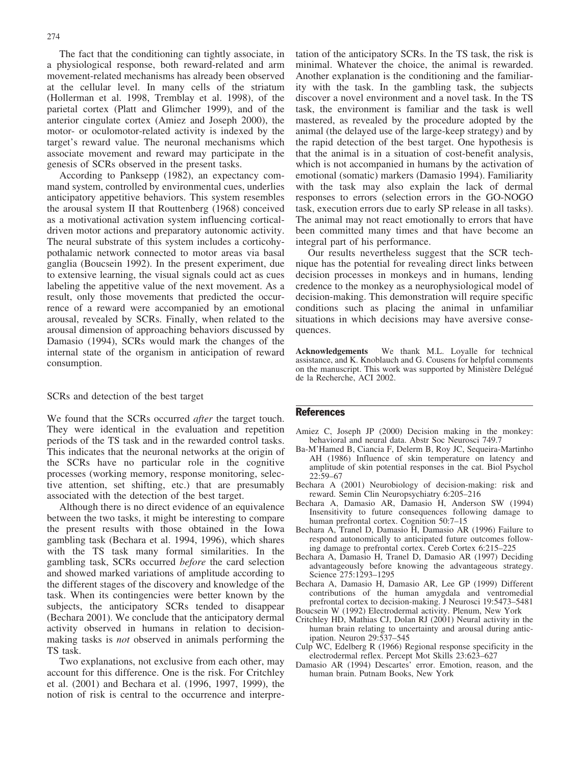The fact that the conditioning can tightly associate, in a physiological response, both reward-related and arm movement-related mechanisms has already been observed at the cellular level. In many cells of the striatum (Hollerman et al. 1998, Tremblay et al. 1998), of the parietal cortex (Platt and Glimcher 1999), and of the anterior cingulate cortex (Amiez and Joseph 2000), the motor- or oculomotor-related activity is indexed by the target's reward value. The neuronal mechanisms which associate movement and reward may participate in the genesis of SCRs observed in the present tasks.

According to Panksepp (1982), an expectancy command system, controlled by environmental cues, underlies anticipatory appetitive behaviors. This system resembles the arousal system II that Routtenberg (1968) conceived as a motivational activation system influencing cortical-driven motor actions and preparatory autonomic activity. The neural substrate of this system includes a corticohypothalamic network connected to motor areas via basal ganglia (Boucsein 1992). In the present experiment, due to extensive learning, the visual signals could act as cues labeling the appetitive value of the next movement. As a result, only those movements that predicted the occurrence of a reward were accompanied by an emotional arousal, revealed by SCRs. Finally, when related to the arousal dimension of approaching behaviors discussed by Damasio (1994), SCRs would mark the changes of the internal state of the organism in anticipation of reward consumption.

## SCRs and detection of the best target

We found that the SCRs occurred *after* the target touch. They were identical in the evaluation and repetition periods of the TS task and in the rewarded control tasks. This indicates that the neuronal networks at the origin of the SCRs have no particular role in the cognitive processes (working memory, response monitoring, selective attention, set shifting, etc.) that are presumably associated with the detection of the best target.

Although there is no direct evidence of an equivalence between the two tasks, it might be interesting to compare the present results with those obtained in the Iowa gambling task (Bechara et al. 1994, 1996), which shares with the TS task many formal similarities. In the gambling task, SCRs occurred *before* the card selection and showed marked variations of amplitude according to the different stages of the discovery and knowledge of the task. When its contingencies were better known by the subjects, the anticipatory SCRs tended to disappear (Bechara 2001). We conclude that the anticipatory dermal activity observed in humans in relation to decision-making tasks is *not* observed in animals performing the TS task.

Two explanations, not exclusive from each other, may account for this difference. One is the risk. For Critchley et al. (2001) and Bechara et al. (1996, 1997, 1999), the notion of risk is central to the occurrence and interpretation of the anticipatory SCRs. In the TS task, the risk is minimal. Whatever the choice, the animal is rewarded. Another explanation is the conditioning and the familiarity with the task. In the gambling task, the subjects discover a novel environment and a novel task. In the TS task, the environment is familiar and the task is well mastered, as revealed by the procedure adopted by the animal (the delayed use of the large-keep strategy) and by the rapid detection of the best target. One hypothesis is that the animal is in a situation of cost-benefit analysis, which is not accompanied in humans by the activation of emotional (somatic) markers (Damasio 1994). Familiarity with the task may also explain the lack of dermal responses to errors (selection errors in the GO-NOGO task, execution errors due to early SP release in all tasks). The animal may not react emotionally to errors that have been committed many times and that have become an integral part of his performance.

Our results nevertheless suggest that the SCR technique has the potential for revealing direct links between decision processes in monkeys and in humans, lending credence to the monkey as a neurophysiological model of decision-making. This demonstration will require specific conditions such as placing the animal in unfamiliar situations in which decisions may have aversive consequences.

**Acknowledgements** We thank M.L. Loyalle for technical assistance, and K. Knoblauch and G. Cousens for helpful comments on the manuscript. This work was supported by Ministère Delégué de la Recherche, ACI 2002.

## References

- Amiez C, Joseph JP (2000) Decision making in the monkey: behavioral and neural data. Abstr Soc Neurosci 749.7
- Ba-M'Hamed B, Ciancia F, Delerm B, Roy JC, Sequeira-Martinho AH (1986) Influence of skin temperature on latency and amplitude of skin potential responses in the cat. Biol Psychol 22:59–67
- Bechara A (2001) Neurobiology of decision-making: risk and reward. Semin Clin Neuropsychiatry 6:205–216
- Bechara A, Damasio AR, Damasio H, Anderson SW (1994) Insensitivity to future consequences following damage to human prefrontal cortex. Cognition 50:7–15
- Bechara A, Tranel D, Damasio H, Damasio AR (1996) Failure to respond autonomically to anticipated future outcomes following damage to prefrontal cortex. Cereb Cortex 6:215–225
- Bechara A, Damasio H, Tranel D, Damasio AR (1997) Deciding advantageously before knowing the advantageous strategy. Science 275:1293–1295
- Bechara A, Damasio H, Damasio AR, Lee GP (1999) Different contributions of the human amygdala and ventromedial prefrontal cortex to decision-making. J Neurosci 19:5473–5481
- Boucsein W (1992) Electrodermal activity. Plenum, New York
- Critchley HD, Mathias CJ, Dolan RJ (2001) Neural activity in the human brain relating to uncertainty and arousal during anticipation. Neuron 29:537–545
- Culp WC, Edelberg R (1966) Regional response specificity in the electrodermal reflex. Percept Mot Skills 23:623–627
- Damasio AR (1994) Descartes' error. Emotion, reason, and the human brain. Putnam Books, New York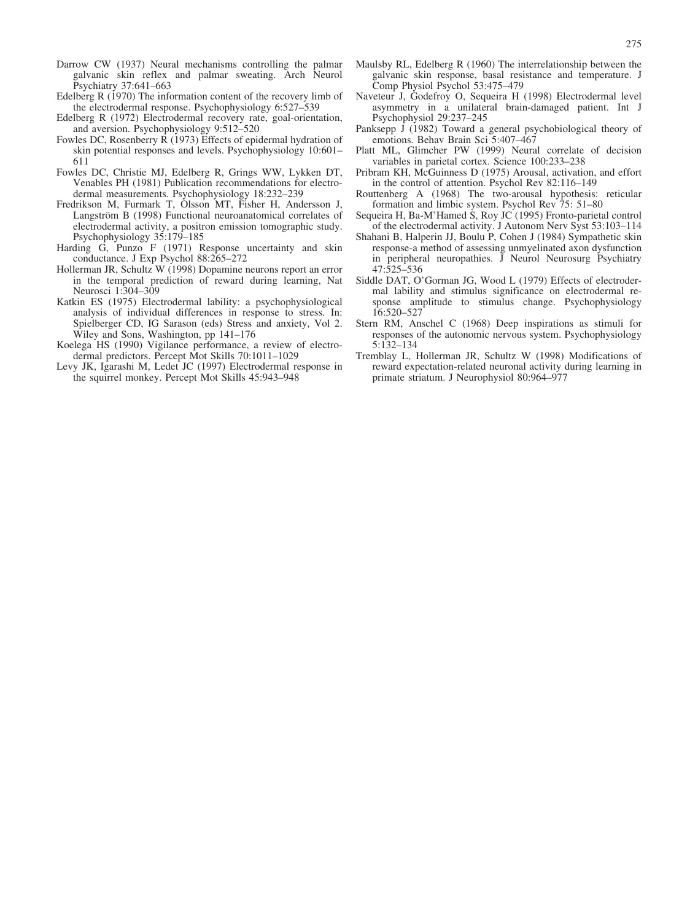Darrow CW (1937) Neural mechanisms controlling the palmar galvanic skin reflex and palmar sweating. Arch Neurol Psychiatry 37:641–663

Edelberg R (1970) The information content of the recovery limb of the electrodermal response. Psychophysiology 6:527–539

Edelberg R (1972) Electrodermal recovery rate, goal-orientation, and aversion. Psychophysiology 9:512–520

Fowles DC, Rosenberry R (1973) Effects of epidermal hydration of skin potential responses and levels. Psychophysiology 10:601–611

Fowles DC, Christie MJ, Edelberg R, Grings WW, Lykken DT, Venables PH (1981) Publication recommendations for electrodermal measurements. Psychophysiology 18:232–239

Fredrikson M, Furmark T, Olsson MT, Fisher H, Andersson J, Langström B (1998) Functional neuroanatomical correlates of electrodermal activity, a positron emission tomographic study. Psychophysiology 35:179–185

Harding G, Punzo F (1971) Response uncertainty and skin conductance. J Exp Psychol 88:265–272

Hollerman JR, Schultz W (1998) Dopamine neurons report an error in the temporal prediction of reward during learning, Nat Neurosci 1:304–309

Katkin ES (1975) Electrodermal lability: a psychophysiological analysis of individual differences in response to stress. In: Spielberger CD, IG Sarason (eds) Stress and anxiety, Vol 2. Wiley and Sons, Washington, pp 141–176

Koelega HS (1990) Vigilance performance, a review of electrodermal predictors. Percept Mot Skills 70:1011–1029

Levy JK, Igarashi M, Ledet JC (1997) Electrodermal response in the squirrel monkey. Percept Mot Skills 45:943–948

Maulsby RL, Edelberg R (1960) The interrelationship between the galvanic skin response, basal resistance and temperature. J Comp Physiol Psychol 53:475–479

Naveteur J, Godefroy O, Sequeira H (1998) Electrodermal level asymmetry in a unilateral brain-damaged patient. Int J Psychophysiol 29:237–245

Panksepp J (1982) Toward a general psychobiological theory of emotions. Behav Brain Sci 5:407–467

Platt ML, Glimcher PW (1999) Neural correlate of decision variables in parietal cortex. Science 100:233–238

Pribram KH, McGuinness D (1975) Arousal, activation, and effort in the control of attention. Psychol Rev 82:116–149

Routtenberg A (1968) The two-arousal hypothesis: reticular formation and limbic system. Psychol Rev 75: 51–80

Sequeira H, Ba-M'Hamed S, Roy JC (1995) Fronto-parietal control of the electrodermal activity. J Autonom Nerv Syst 53:103–114

Shahani B, Halperin JJ, Boulu P, Cohen J (1984) Sympathetic skin response-a method of assessing unmyelinated axon dysfunction in peripheral neuropathies. J Neurol Neurosurg Psychiatry 47:525–536

Siddle DAT, O'Gorman JG, Wood L (1979) Effects of electrodermal lability and stimulus significance on electrodermal response amplitude to stimulus change. Psychophysiology 16:520–527

Stern RM, Anschel C (1968) Deep inspirations as stimuli for responses of the autonomic nervous system. Psychophysiology 5:132–134

Tremblay L, Hollerman JR, Schultz W (1998) Modifications of reward expectation-related neuronal activity during learning in primate striatum. J Neurophysiol 80:964–977